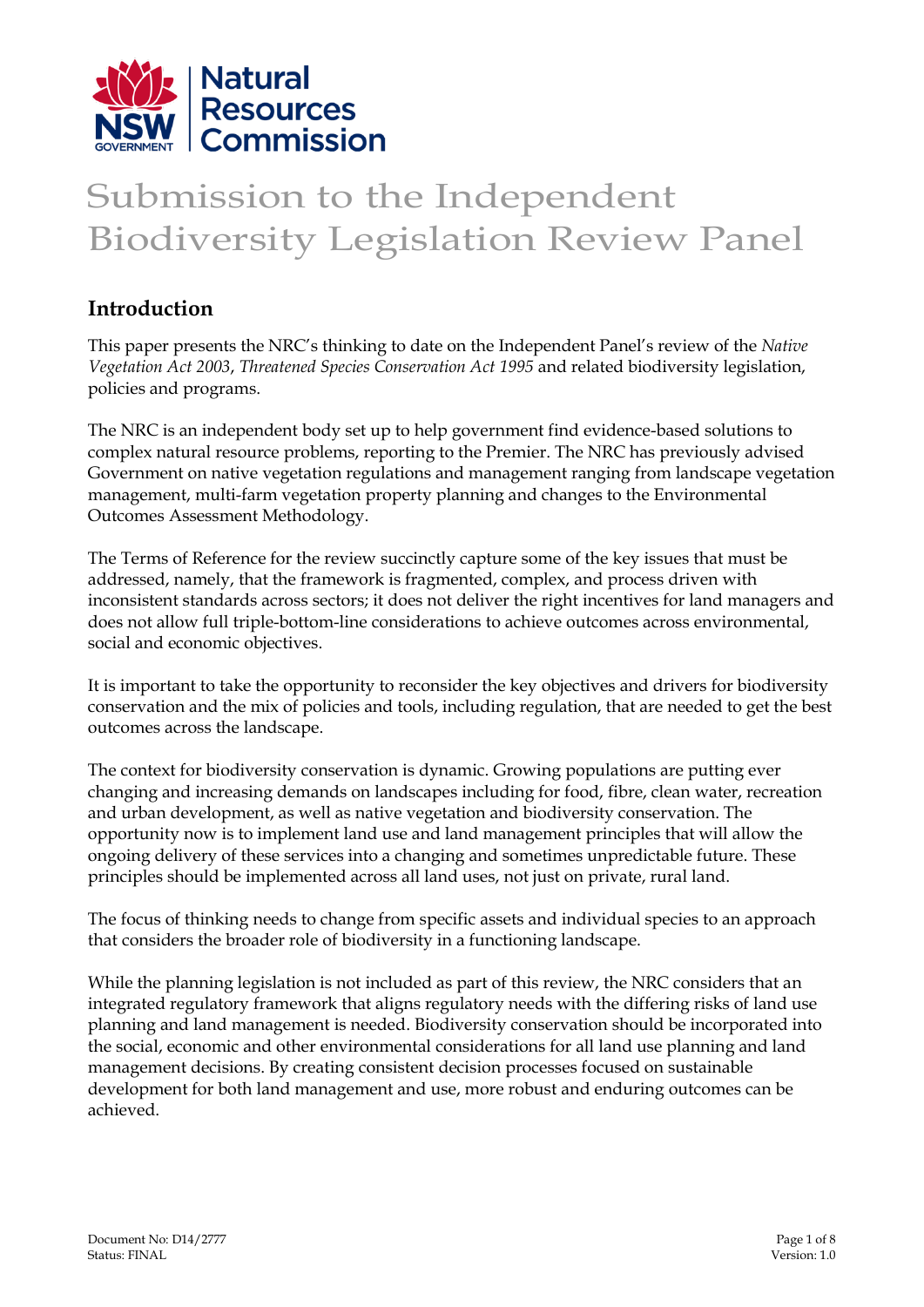# Submission to the Independent Biodiversity Legislation Review Panel

## Introduction

This paper presents the NRC's thinking to date on the Independent Panel's review of the *Native Vegetation Act 2003*, *Threatened Species Conservation Act 1995* and related biodiversity legislation, policies and programs.

The NRC is an independent body set up to help government find evidence-based solutions to complex natural resource problems, reporting to the Premier. The NRC has previously advised Government on native vegetation regulations and management ranging from landscape vegetation management, multi-farm vegetation property planning and changes to the Environmental Outcomes Assessment Methodology.

The Terms of Reference for the review succinctly capture some of the key issues that must be addressed, namely, that the framework is fragmented, complex, and process driven with inconsistent standards across sectors; it does not deliver the right incentives for land managers and does not allow full triple-bottom-line considerations to achieve outcomes across environmental, social and economic objectives.

It is important to take the opportunity to reconsider the key objectives and drivers for biodiversity conservation and the mix of policies and tools, including regulation, that are needed to get the best outcomes across the landscape.

The context for biodiversity conservation is dynamic. Growing populations are putting ever changing and increasing demands on landscapes including for food, fibre, clean water, recreation and urban development, as well as native vegetation and biodiversity conservation. The opportunity now is to implement land use and land management principles that will allow the ongoing delivery of these services into a changing and sometimes unpredictable future. These principles should be implemented across all land uses, not just on private, rural land.

The focus of thinking needs to change from specific assets and individual species to an approach that considers the broader role of biodiversity in a functioning landscape.

While the planning legislation is not included as part of this review, the NRC considers that an integrated regulatory framework that aligns regulatory needs with the differing risks of land use planning and land management is needed. Biodiversity conservation should be incorporated into the social, economic and other environmental considerations for all land use planning and land management decisions. By creating consistent decision processes focused on sustainable development for both land management and use, more robust and enduring outcomes can be achieved.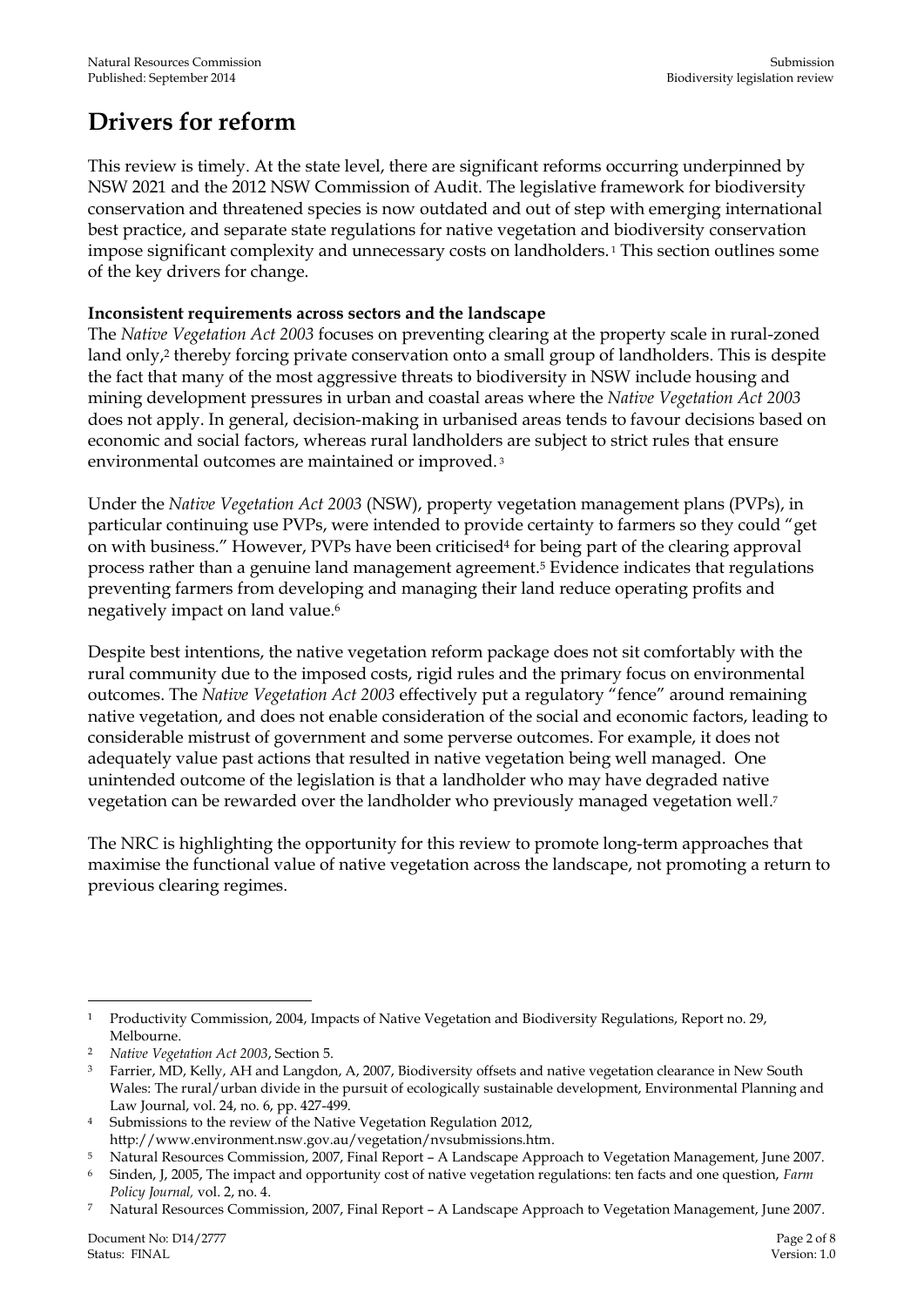# Drivers for reform

This review is timely. At the state level, there are significant reforms occurring underpinned by NSW 2021 and the 2012 NSW Commission of Audit. The legislative framework for biodiversity conservation and threatened species is now outdated and out of step with emerging international best practice, and separate state regulations for native vegetation and biodiversity conservation impose significant complexity and unnecessary costs on landholders.[1] This section outlines some of the key drivers for change.

**Inconsistent requirements across sectors and the landscape**

The *Native Vegetation Act 2003* focuses on preventing clearing at the property scale in rural-zoned land only,[2] thereby forcing private conservation onto a small group of landholders. This is despite the fact that many of the most aggressive threats to biodiversity in NSW include housing and mining development pressures in urban and coastal areas where the *Native Vegetation Act 2003* does not apply. In general, decision-making in urbanised areas tends to favour decisions based on economic and social factors, whereas rural landholders are subject to strict rules that ensure environmental outcomes are maintained or improved.[3]

Under the *Native Vegetation Act 2003* (NSW), property vegetation management plans (PVPs), in particular continuing use PVPs, were intended to provide certainty to farmers so they could "get on with business." However, PVPs have been criticised[4] for being part of the clearing approval process rather than a genuine land management agreement.[5] Evidence indicates that regulations preventing farmers from developing and managing their land reduce operating profits and negatively impact on land value.[6]

Despite best intentions, the native vegetation reform package does not sit comfortably with the rural community due to the imposed costs, rigid rules and the primary focus on environmental outcomes. The *Native Vegetation Act 2003* effectively put a regulatory "fence" around remaining native vegetation, and does not enable consideration of the social and economic factors, leading to considerable mistrust of government and some perverse outcomes. For example, it does not adequately value past actions that resulted in native vegetation being well managed. One unintended outcome of the legislation is that a landholder who may have degraded native vegetation can be rewarded over the landholder who previously managed vegetation well.[7]

The NRC is highlighting the opportunity for this review to promote long-term approaches that maximise the functional value of native vegetation across the landscape, not promoting a return to previous clearing regimes.

---

[1] Productivity Commission, 2004, Impacts of Native Vegetation and Biodiversity Regulations, Report no. 29, Melbourne.

[2] *Native Vegetation Act 2003*, Section 5.

[3] Farrier, MD, Kelly, AH and Langdon, A, 2007, Biodiversity offsets and native vegetation clearance in New South Wales: The rural/urban divide in the pursuit of ecologically sustainable development, Environmental Planning and Law Journal, vol. 24, no. 6, pp. 427-499.

[4] Submissions to the review of the Native Vegetation Regulation 2012, http://www.environment.nsw.gov.au/vegetation/nvsubmissions.htm.

[5] Natural Resources Commission, 2007, Final Report – A Landscape Approach to Vegetation Management, June 2007.

[6] Sinden, J, 2005, The impact and opportunity cost of native vegetation regulations: ten facts and one question, *Farm Policy Journal,* vol. 2, no. 4.

[7] Natural Resources Commission, 2007, Final Report – A Landscape Approach to Vegetation Management, June 2007.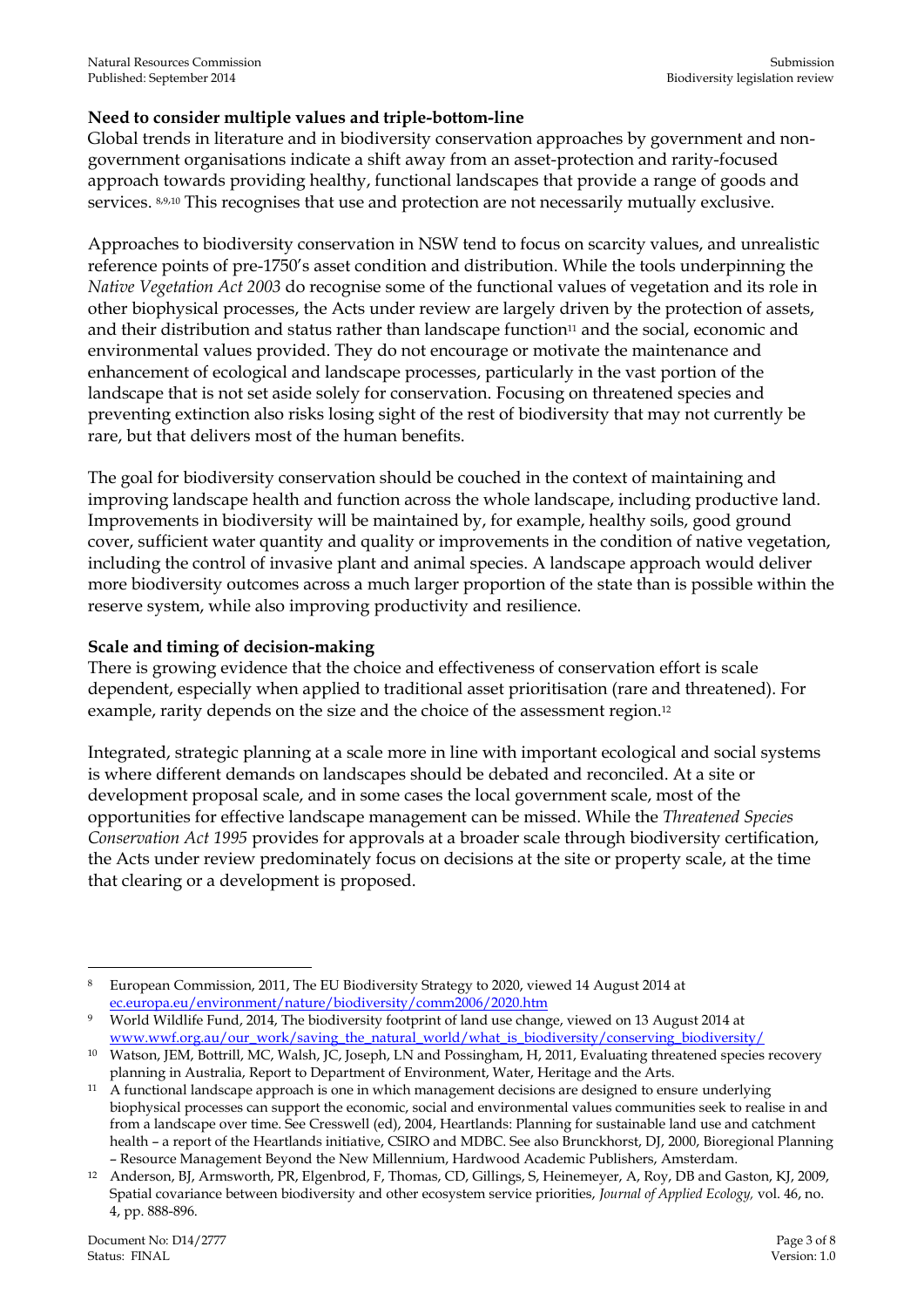**Need to consider multiple values and triple-bottom-line**

Global trends in literature and in biodiversity conservation approaches by government and non-government organisations indicate a shift away from an asset-protection and rarity-focused approach towards providing healthy, functional landscapes that provide a range of goods and services. [8,9,10] This recognises that use and protection are not necessarily mutually exclusive.

Approaches to biodiversity conservation in NSW tend to focus on scarcity values, and unrealistic reference points of pre-1750's asset condition and distribution. While the tools underpinning the *Native Vegetation Act 2003* do recognise some of the functional values of vegetation and its role in other biophysical processes, the Acts under review are largely driven by the protection of assets, and their distribution and status rather than landscape function[11] and the social, economic and environmental values provided. They do not encourage or motivate the maintenance and enhancement of ecological and landscape processes, particularly in the vast portion of the landscape that is not set aside solely for conservation. Focusing on threatened species and preventing extinction also risks losing sight of the rest of biodiversity that may not currently be rare, but that delivers most of the human benefits.

The goal for biodiversity conservation should be couched in the context of maintaining and improving landscape health and function across the whole landscape, including productive land. Improvements in biodiversity will be maintained by, for example, healthy soils, good ground cover, sufficient water quantity and quality or improvements in the condition of native vegetation, including the control of invasive plant and animal species. A landscape approach would deliver more biodiversity outcomes across a much larger proportion of the state than is possible within the reserve system, while also improving productivity and resilience.

**Scale and timing of decision-making**

There is growing evidence that the choice and effectiveness of conservation effort is scale dependent, especially when applied to traditional asset prioritisation (rare and threatened). For example, rarity depends on the size and the choice of the assessment region.[12]

Integrated, strategic planning at a scale more in line with important ecological and social systems is where different demands on landscapes should be debated and reconciled. At a site or development proposal scale, and in some cases the local government scale, most of the opportunities for effective landscape management can be missed. While the *Threatened Species Conservation Act 1995* provides for approvals at a broader scale through biodiversity certification, the Acts under review predominately focus on decisions at the site or property scale, at the time that clearing or a development is proposed.

---

[8] European Commission, 2011, The EU Biodiversity Strategy to 2020, viewed 14 August 2014 at ec.europa.eu/environment/nature/biodiversity/comm2006/2020.htm

[9] World Wildlife Fund, 2014, The biodiversity footprint of land use change, viewed on 13 August 2014 at www.wwf.org.au/our_work/saving_the_natural_world/what_is_biodiversity/conserving_biodiversity/

[10] Watson, JEM, Bottrill, MC, Walsh, JC, Joseph, LN and Possingham, H, 2011, Evaluating threatened species recovery planning in Australia, Report to Department of Environment, Water, Heritage and the Arts.

[11] A functional landscape approach is one in which management decisions are designed to ensure underlying biophysical processes can support the economic, social and environmental values communities seek to realise in and from a landscape over time. See Cresswell (ed), 2004, Heartlands: Planning for sustainable land use and catchment health – a report of the Heartlands initiative, CSIRO and MDBC. See also Brunckhorst, DJ, 2000, Bioregional Planning – Resource Management Beyond the New Millennium, Hardwood Academic Publishers, Amsterdam.

[12] Anderson, BJ, Armsworth, PR, Elgenbrod, F, Thomas, CD, Gillings, S, Heinemeyer, A, Roy, DB and Gaston, KJ, 2009, Spatial covariance between biodiversity and other ecosystem service priorities, *Journal of Applied Ecology,* vol. 46, no. 4, pp. 888-896.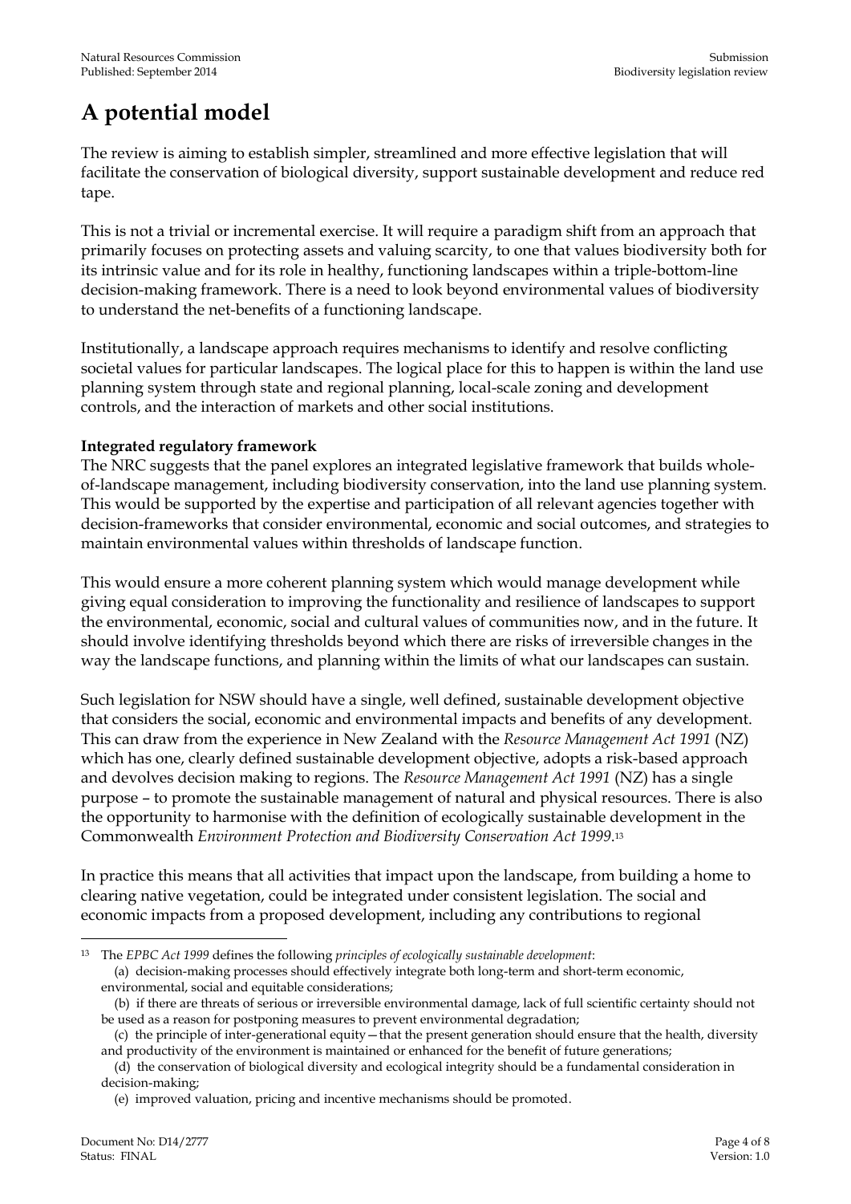# A potential model

The review is aiming to establish simpler, streamlined and more effective legislation that will facilitate the conservation of biological diversity, support sustainable development and reduce red tape.

This is not a trivial or incremental exercise. It will require a paradigm shift from an approach that primarily focuses on protecting assets and valuing scarcity, to one that values biodiversity both for its intrinsic value and for its role in healthy, functioning landscapes within a triple-bottom-line decision-making framework. There is a need to look beyond environmental values of biodiversity to understand the net-benefits of a functioning landscape.

Institutionally, a landscape approach requires mechanisms to identify and resolve conflicting societal values for particular landscapes. The logical place for this to happen is within the land use planning system through state and regional planning, local-scale zoning and development controls, and the interaction of markets and other social institutions.

**Integrated regulatory framework**

The NRC suggests that the panel explores an integrated legislative framework that builds whole-of-landscape management, including biodiversity conservation, into the land use planning system. This would be supported by the expertise and participation of all relevant agencies together with decision-frameworks that consider environmental, economic and social outcomes, and strategies to maintain environmental values within thresholds of landscape function.

This would ensure a more coherent planning system which would manage development while giving equal consideration to improving the functionality and resilience of landscapes to support the environmental, economic, social and cultural values of communities now, and in the future. It should involve identifying thresholds beyond which there are risks of irreversible changes in the way the landscape functions, and planning within the limits of what our landscapes can sustain.

Such legislation for NSW should have a single, well defined, sustainable development objective that considers the social, economic and environmental impacts and benefits of any development. This can draw from the experience in New Zealand with the *Resource Management Act 1991* (NZ) which has one, clearly defined sustainable development objective, adopts a risk-based approach and devolves decision making to regions. The *Resource Management Act 1991* (NZ) has a single purpose – to promote the sustainable management of natural and physical resources. There is also the opportunity to harmonise with the definition of ecologically sustainable development in the Commonwealth *Environment Protection and Biodiversity Conservation Act 1999*.[13]

In practice this means that all activities that impact upon the landscape, from building a home to clearing native vegetation, could be integrated under consistent legislation. The social and economic impacts from a proposed development, including any contributions to regional

---

[13] The *EPBC Act 1999* defines the following *principles of ecologically sustainable development*:

(a) decision-making processes should effectively integrate both long-term and short-term economic, environmental, social and equitable considerations;

(b) if there are threats of serious or irreversible environmental damage, lack of full scientific certainty should not be used as a reason for postponing measures to prevent environmental degradation;

(c) the principle of inter-generational equity—that the present generation should ensure that the health, diversity and productivity of the environment is maintained or enhanced for the benefit of future generations;

(d) the conservation of biological diversity and ecological integrity should be a fundamental consideration in decision-making;

(e) improved valuation, pricing and incentive mechanisms should be promoted.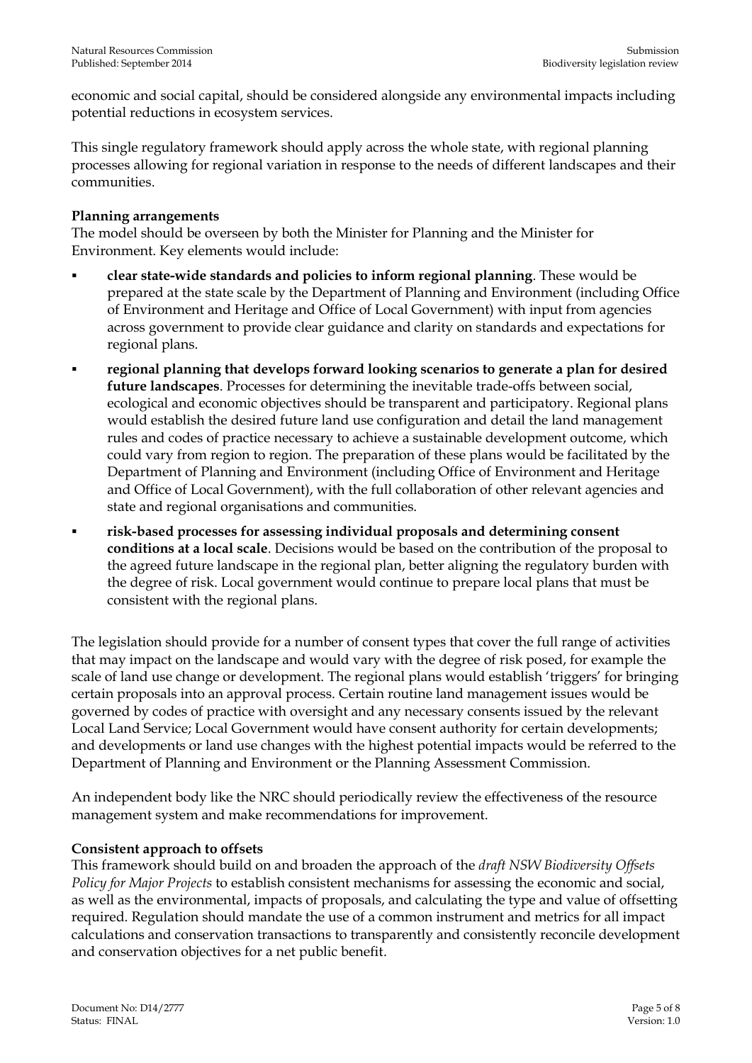economic and social capital, should be considered alongside any environmental impacts including potential reductions in ecosystem services.

This single regulatory framework should apply across the whole state, with regional planning processes allowing for regional variation in response to the needs of different landscapes and their communities.

**Planning arrangements**

The model should be overseen by both the Minister for Planning and the Minister for Environment. Key elements would include:

- **clear state-wide standards and policies to inform regional planning**. These would be prepared at the state scale by the Department of Planning and Environment (including Office of Environment and Heritage and Office of Local Government) with input from agencies across government to provide clear guidance and clarity on standards and expectations for regional plans.
- **regional planning that develops forward looking scenarios to generate a plan for desired future landscapes**. Processes for determining the inevitable trade-offs between social, ecological and economic objectives should be transparent and participatory. Regional plans would establish the desired future land use configuration and detail the land management rules and codes of practice necessary to achieve a sustainable development outcome, which could vary from region to region. The preparation of these plans would be facilitated by the Department of Planning and Environment (including Office of Environment and Heritage and Office of Local Government), with the full collaboration of other relevant agencies and state and regional organisations and communities.
- **risk-based processes for assessing individual proposals and determining consent conditions at a local scale**. Decisions would be based on the contribution of the proposal to the agreed future landscape in the regional plan, better aligning the regulatory burden with the degree of risk. Local government would continue to prepare local plans that must be consistent with the regional plans.

The legislation should provide for a number of consent types that cover the full range of activities that may impact on the landscape and would vary with the degree of risk posed, for example the scale of land use change or development. The regional plans would establish 'triggers' for bringing certain proposals into an approval process. Certain routine land management issues would be governed by codes of practice with oversight and any necessary consents issued by the relevant Local Land Service; Local Government would have consent authority for certain developments; and developments or land use changes with the highest potential impacts would be referred to the Department of Planning and Environment or the Planning Assessment Commission.

An independent body like the NRC should periodically review the effectiveness of the resource management system and make recommendations for improvement.

**Consistent approach to offsets**

This framework should build on and broaden the approach of the *draft NSW Biodiversity Offsets Policy for Major Projects* to establish consistent mechanisms for assessing the economic and social, as well as the environmental, impacts of proposals, and calculating the type and value of offsetting required. Regulation should mandate the use of a common instrument and metrics for all impact calculations and conservation transactions to transparently and consistently reconcile development and conservation objectives for a net public benefit.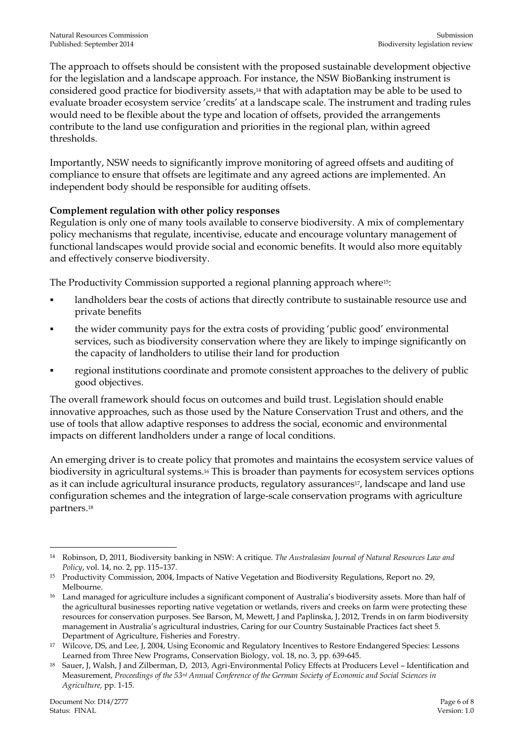The approach to offsets should be consistent with the proposed sustainable development objective for the legislation and a landscape approach. For instance, the NSW BioBanking instrument is considered good practice for biodiversity assets,[14] that with adaptation may be able to be used to evaluate broader ecosystem service 'credits' at a landscape scale. The instrument and trading rules would need to be flexible about the type and location of offsets, provided the arrangements contribute to the land use configuration and priorities in the regional plan, within agreed thresholds.

Importantly, NSW needs to significantly improve monitoring of agreed offsets and auditing of compliance to ensure that offsets are legitimate and any agreed actions are implemented. An independent body should be responsible for auditing offsets.

**Complement regulation with other policy responses**

Regulation is only one of many tools available to conserve biodiversity. A mix of complementary policy mechanisms that regulate, incentivise, educate and encourage voluntary management of functional landscapes would provide social and economic benefits. It would also more equitably and effectively conserve biodiversity.

The Productivity Commission supported a regional planning approach where[15]:

- landholders bear the costs of actions that directly contribute to sustainable resource use and private benefits
- the wider community pays for the extra costs of providing 'public good' environmental services, such as biodiversity conservation where they are likely to impinge significantly on the capacity of landholders to utilise their land for production
- regional institutions coordinate and promote consistent approaches to the delivery of public good objectives.

The overall framework should focus on outcomes and build trust. Legislation should enable innovative approaches, such as those used by the Nature Conservation Trust and others, and the use of tools that allow adaptive responses to address the social, economic and environmental impacts on different landholders under a range of local conditions.

An emerging driver is to create policy that promotes and maintains the ecosystem service values of biodiversity in agricultural systems.[16] This is broader than payments for ecosystem services options as it can include agricultural insurance products, regulatory assurances[17], landscape and land use configuration schemes and the integration of large-scale conservation programs with agriculture partners.[18]

---

[14] Robinson, D, 2011, Biodiversity banking in NSW: A critique. *The Australasian Journal of Natural Resources Law and Policy*, vol. 14, no. 2, pp. 115–137.

[15] Productivity Commission, 2004, Impacts of Native Vegetation and Biodiversity Regulations, Report no. 29, Melbourne.

[16] Land managed for agriculture includes a significant component of Australia's biodiversity assets. More than half of the agricultural businesses reporting native vegetation or wetlands, rivers and creeks on farm were protecting these resources for conservation purposes. See Barson, M, Mewett, J and Paplinska, J, 2012, Trends in on farm biodiversity management in Australia's agricultural industries, Caring for our Country Sustainable Practices fact sheet 5. Department of Agriculture, Fisheries and Forestry.

[17] Wilcove, DS, and Lee, J, 2004, Using Economic and Regulatory Incentives to Restore Endangered Species: Lessons Learned from Three New Programs, Conservation Biology, vol. 18, no. 3, pp. 639-645.

[18] Sauer, J, Walsh, J and Zilberman, D, 2013, Agri-Environmental Policy Effects at Producers Level – Identification and Measurement, *Proceedings of the 53rd Annual Conference of the German Society of Economic and Social Sciences in Agriculture,* pp. 1-15.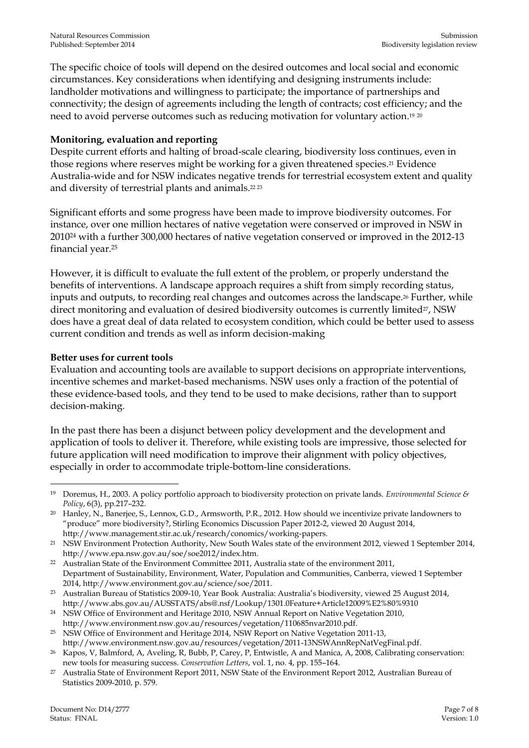The specific choice of tools will depend on the desired outcomes and local social and economic circumstances. Key considerations when identifying and designing instruments include: landholder motivations and willingness to participate; the importance of partnerships and connectivity; the design of agreements including the length of contracts; cost efficiency; and the need to avoid perverse outcomes such as reducing motivation for voluntary action.[19] [20]

**Monitoring, evaluation and reporting**

Despite current efforts and halting of broad-scale clearing, biodiversity loss continues, even in those regions where reserves might be working for a given threatened species.[21] Evidence Australia-wide and for NSW indicates negative trends for terrestrial ecosystem extent and quality and diversity of terrestrial plants and animals.[22] [23]

Significant efforts and some progress have been made to improve biodiversity outcomes. For instance, over one million hectares of native vegetation were conserved or improved in NSW in 2010[24] with a further 300,000 hectares of native vegetation conserved or improved in the 2012-13 financial year.[25]

However, it is difficult to evaluate the full extent of the problem, or properly understand the benefits of interventions. A landscape approach requires a shift from simply recording status, inputs and outputs, to recording real changes and outcomes across the landscape.[26] Further, while direct monitoring and evaluation of desired biodiversity outcomes is currently limited[27], NSW does have a great deal of data related to ecosystem condition, which could be better used to assess current condition and trends as well as inform decision-making

**Better uses for current tools**

Evaluation and accounting tools are available to support decisions on appropriate interventions, incentive schemes and market-based mechanisms. NSW uses only a fraction of the potential of these evidence-based tools, and they tend to be used to make decisions, rather than to support decision-making.

In the past there has been a disjunct between policy development and the development and application of tools to deliver it. Therefore, while existing tools are impressive, those selected for future application will need modification to improve their alignment with policy objectives, especially in order to accommodate triple-bottom-line considerations.

---

[19] Doremus, H., 2003. A policy portfolio approach to biodiversity protection on private lands. *Environmental Science & Policy*, 6(3), pp.217–232.

[20] Hanley, N., Banerjee, S., Lennox, G.D., Armsworth, P.R., 2012. How should we incentivize private landowners to "produce" more biodiversity?, Stirling Economics Discussion Paper 2012-2, viewed 20 August 2014, http://www.management.stir.ac.uk/research/conomics/working-papers.

[21] NSW Environment Protection Authority, New South Wales state of the environment 2012, viewed 1 September 2014, http://www.epa.nsw.gov.au/soe/soe2012/index.htm.

[22] Australian State of the Environment Committee 2011, Australia state of the environment 2011, Department of Sustainability, Environment, Water, Population and Communities, Canberra, viewed 1 September 2014, http://www.environment.gov.au/science/soe/2011.

[23] Australian Bureau of Statistics 2009-10, Year Book Australia: Australia's biodiversity, viewed 25 August 2014, http://www.abs.gov.au/AUSSTATS/abs@.nsf/Lookup/1301.0Feature+Article12009%E2%80%9310

[24] NSW Office of Environment and Heritage 2010, NSW Annual Report on Native Vegetation 2010, http://www.environment.nsw.gov.au/resources/vegetation/110685nvar2010.pdf.

[25] NSW Office of Environment and Heritage 2014, NSW Report on Native Vegetation 2011-13, http://www.environment.nsw.gov.au/resources/vegetation/2011-13NSWAnnRepNatVegFinal.pdf.

[26] Kapos, V, Balmford, A, Aveling, R, Bubb, P, Carey, P, Entwistle, A and Manica, A, 2008, Calibrating conservation: new tools for measuring success. *Conservation Letters*, vol. 1, no. 4, pp. 155–164.

[27] Australia State of Environment Report 2011, NSW State of the Environment Report 2012, Australian Bureau of Statistics 2009-2010, p. 579.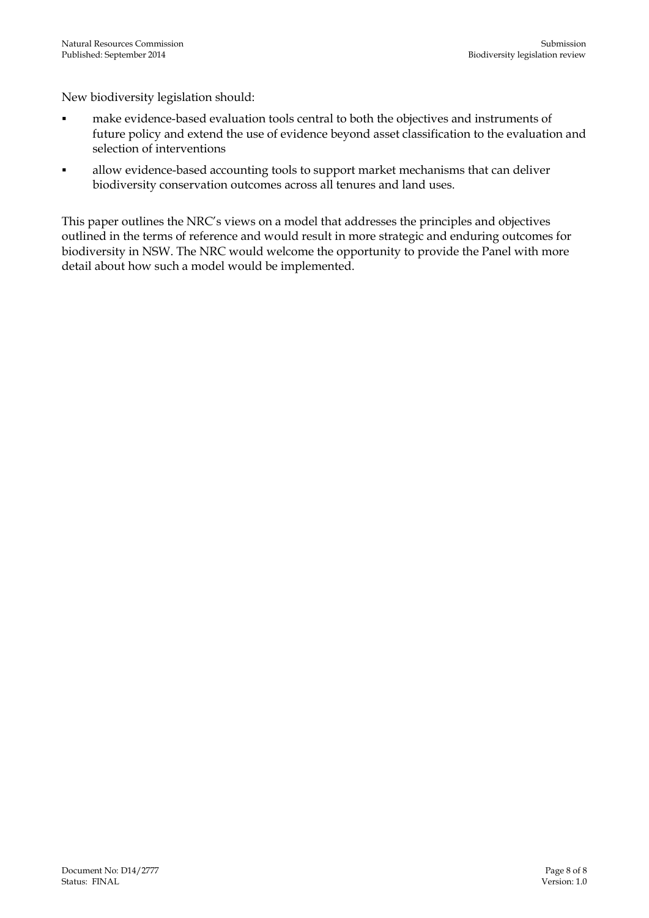New biodiversity legislation should:

- make evidence-based evaluation tools central to both the objectives and instruments of future policy and extend the use of evidence beyond asset classification to the evaluation and selection of interventions
- allow evidence-based accounting tools to support market mechanisms that can deliver biodiversity conservation outcomes across all tenures and land uses.

This paper outlines the NRC's views on a model that addresses the principles and objectives outlined in the terms of reference and would result in more strategic and enduring outcomes for biodiversity in NSW. The NRC would welcome the opportunity to provide the Panel with more detail about how such a model would be implemented.